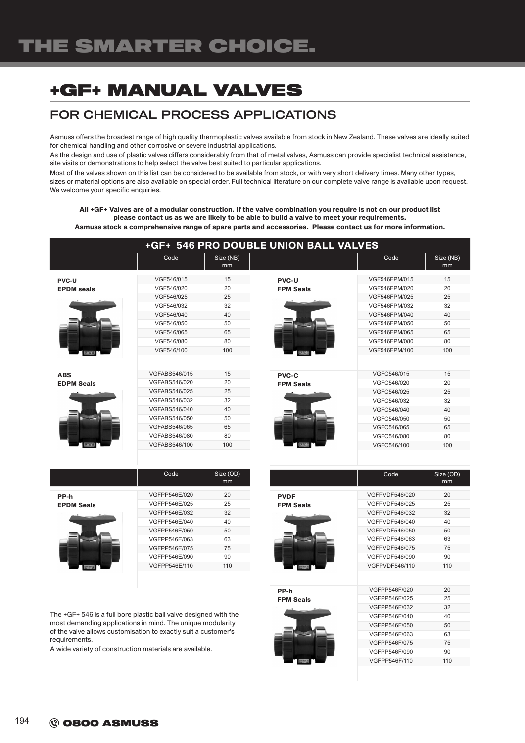# +GF+ MANUAL VALVES

## FOR CHEMICAL PROCESS APPLICATIONS

Asmuss offers the broadest range of high quality thermoplastic valves available from stock in New Zealand. These valves are ideally suited for chemical handling and other corrosive or severe industrial applications.

As the design and use of plastic valves differs considerably from that of metal valves, Asmuss can provide specialist technical assistance, site visits or demonstrations to help select the valve best suited to particular applications.

Most of the valves shown on this list can be considered to be available from stock, or with very short delivery times. Many other types, sizes or material options are also available on special order. Full technical literature on our complete valve range is available upon request. We welcome your specific enquiries.

**All +GF+ Valves are of a modular construction. If the valve combination you require is not on our product list please contact us as we are likely to be able to build a valve to meet your requirements.**

**Asmuss stock a comprehensive range of spare parts and accessories. Please contact us for more information.**

### +GF+ 546 PRO DOUBLE UNION BALL VALVES

| | Code | Size (NB) mm |
|---|---|---|
| **PVC-U EPDM seals** | VGF546/015 | 15 |
| | VGF546/020 | 20 |
| | VGF546/025 | 25 |
| | VGF546/032 | 32 |
| | VGF546/040 | 40 |
| | VGF546/050 | 50 |
| | VGF546/065 | 65 |
| | VGF546/080 | 80 |
| | VGF546/100 | 100 |
| **ABS EDPM Seals** | VGFABS546/015 | 15 |
| | VGFABS546/020 | 20 |
| | VGFABS546/025 | 25 |
| | VGFABS546/032 | 32 |
| | VGFABS546/040 | 40 |
| | VGFABS546/050 | 50 |
| | VGFABS546/065 | 65 |
| | VGFABS546/080 | 80 |
| | VGFABS546/100 | 100 |

| | Code | Size (NB) mm |
|---|---|---|
| **PVC-U FPM Seals** | VGF546FPM/015 | 15 |
| | VGF546FPM/020 | 20 |
| | VGF546FPM/025 | 25 |
| | VGF546FPM/032 | 32 |
| | VGF546FPM/040 | 40 |
| | VGF546FPM/050 | 50 |
| | VGF546FPM/065 | 65 |
| | VGF546FPM/080 | 80 |
| | VGF546FPM/100 | 100 |
| **PVC-C FPM Seals** | VGFC546/015 | 15 |
| | VGFC546/020 | 20 |
| | VGFC546/025 | 25 |
| | VGFC546/032 | 32 |
| | VGFC546/040 | 40 |
| | VGFC546/050 | 50 |
| | VGFC546/065 | 65 |
| | VGFC546/080 | 80 |
| | VGFC546/100 | 100 |

| | Code | Size (OD) mm |
|---|---|---|
| **PP-h EPDM Seals** | VGFPP546E/020 | 20 |
| | VGFPP546E/025 | 25 |
| | VGFPP546E/032 | 32 |
| | VGFPP546E/040 | 40 |
| | VGFPP546E/050 | 50 |
| | VGFPP546E/063 | 63 |
| | VGFPP546E/075 | 75 |
| | VGFPP546E/090 | 90 |
| | VGFPP546E/110 | 110 |

| | Code | Size (OD) mm |
|---|---|---|
| **PVDF FPM Seals** | VGFPVDF546/020 | 20 |
| | VGFPVDF546/025 | 25 |
| | VGFPVDF546/032 | 32 |
| | VGFPVDF546/040 | 40 |
| | VGFPVDF546/050 | 50 |
| | VGFPVDF546/063 | 63 |
| | VGFPVDF546/075 | 75 |
| | VGFPVDF546/090 | 90 |
| | VGFPVDF546/110 | 110 |
| **PP-h FPM Seals** | VGFPP546F/020 | 20 |
| | VGFPP546F/025 | 25 |
| | VGFPP546F/032 | 32 |
| | VGFPP546F/040 | 40 |
| | VGFPP546F/050 | 50 |
| | VGFPP546F/063 | 63 |
| | VGFPP546F/075 | 75 |
| | VGFPP546F/090 | 90 |
| | VGFPP546F/110 | 110 |

The +GF+ 546 is a full bore plastic ball valve designed with the most demanding applications in mind. The unique modularity of the valve allows customisation to exactly suit a customer's requirements.

A wide variety of construction materials are available.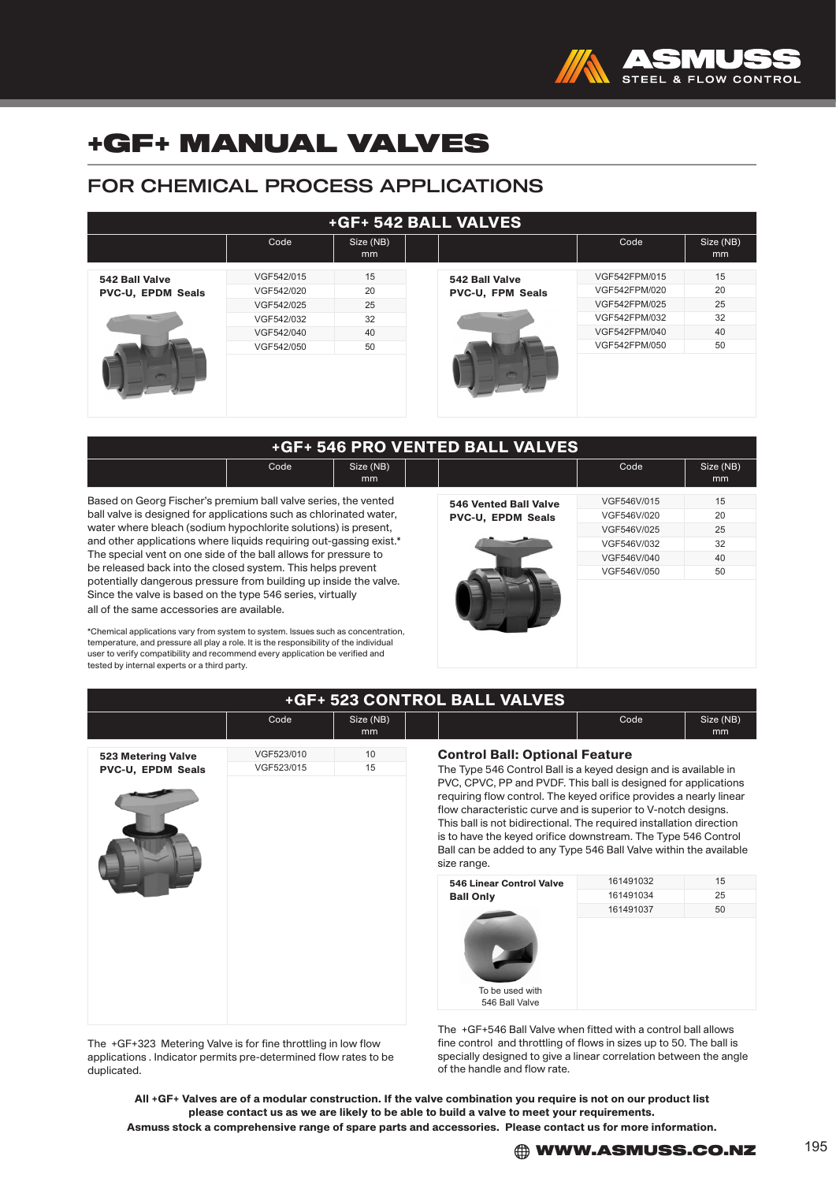# +GF+ MANUAL VALVES

## FOR CHEMICAL PROCESS APPLICATIONS

### +GF+ 542 BALL VALVES

| | Code | Size (NB) mm |
|---|---|---|
| **542 Ball Valve PVC-U, EPDM Seals** | VGF542/015 | 15 |
| | VGF542/020 | 20 |
| | VGF542/025 | 25 |
| | VGF542/032 | 32 |
| | VGF542/040 | 40 |
| | VGF542/050 | 50 |

| | Code | Size (NB) mm |
|---|---|---|
| **542 Ball Valve PVC-U, FPM Seals** | VGF542FPM/015 | 15 |
| | VGF542FPM/020 | 20 |
| | VGF542FPM/025 | 25 |
| | VGF542FPM/032 | 32 |
| | VGF542FPM/040 | 40 |
| | VGF542FPM/050 | 50 |

### +GF+ 546 PRO VENTED BALL VALVES

Based on Georg Fischer's premium ball valve series, the vented ball valve is designed for applications such as chlorinated water, water where bleach (sodium hypochlorite solutions) is present, and other applications where liquids requiring out-gassing exist.* The special vent on one side of the ball allows for pressure to be released back into the closed system. This helps prevent potentially dangerous pressure from building up inside the valve. Since the valve is based on the type 546 series, virtually all of the same accessories are available.

*Chemical applications vary from system to system. Issues such as concentration, temperature, and pressure all play a role. It is the responsibility of the individual user to verify compatibility and recommend every application be verified and tested by internal experts or a third party.

| | Code | Size (NB) mm |
|---|---|---|
| **546 Vented Ball Valve PVC-U, EPDM Seals** | VGF546V/015 | 15 |
| | VGF546V/020 | 20 |
| | VGF546V/025 | 25 |
| | VGF546V/032 | 32 |
| | VGF546V/040 | 40 |
| | VGF546V/050 | 50 |

### +GF+ 523 CONTROL BALL VALVES

| | Code | Size (NB) mm |
|---|---|---|
| **523 Metering Valve PVC-U, EPDM Seals** | VGF523/010 | 10 |
| | VGF523/015 | 15 |

The +GF+323 Metering Valve is for fine throttling in low flow applications . Indicator permits pre-determined flow rates to be duplicated.

#### Control Ball: Optional Feature

The Type 546 Control Ball is a keyed design and is available in PVC, CPVC, PP and PVDF. This ball is designed for applications requiring flow control. The keyed orifice provides a nearly linear flow characteristic curve and is superior to V-notch designs. This ball is not bidirectional. The required installation direction is to have the keyed orifice downstream. The Type 546 Control Ball can be added to any Type 546 Ball Valve within the available size range.

| | Code | Size (NB) mm |
|---|---|---|
| **546 Linear Control Valve Ball Only** | 161491032 | 15 |
| | 161491034 | 25 |
| | 161491037 | 50 |

To be used with 546 Ball Valve

The +GF+546 Ball Valve when fitted with a control ball allows fine control and throttling of flows in sizes up to 50. The ball is specially designed to give a linear correlation between the angle of the handle and flow rate.

**All +GF+ Valves are of a modular construction. If the valve combination you require is not on our product list please contact us as we are likely to be able to build a valve to meet your requirements.**
**Asmuss stock a comprehensive range of spare parts and accessories. Please contact us for more information.**

**WWW.ASMUSS.CO.NZ**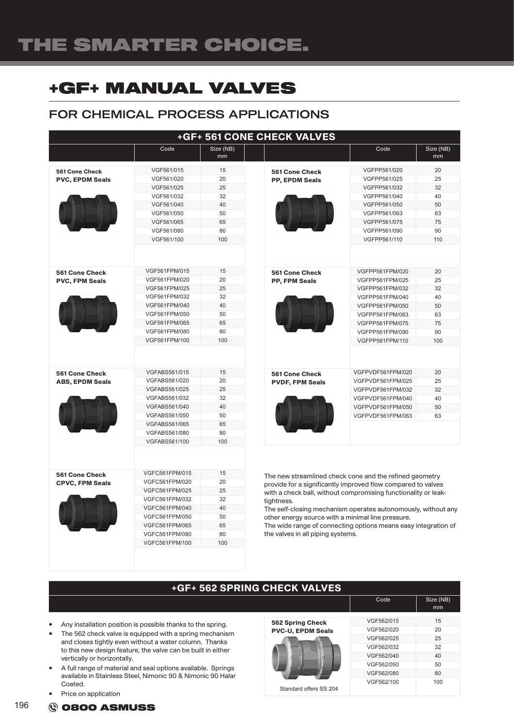# THE SMARTER CHOICE.

# +GF+ MANUAL VALVES

## FOR CHEMICAL PROCESS APPLICATIONS

### +GF+ 561 CONE CHECK VALVES

| | Code | Size (NB) mm |
|---|---|---|
| **561 Cone Check PVC, EPDM Seals** | VGF561/015 | 15 |
| | VGF561/020 | 20 |
| | VGF561/025 | 25 |
| | VGF561/032 | 32 |
| | VGF561/040 | 40 |
| | VGF561/050 | 50 |
| | VGF561/065 | 65 |
| | VGF561/080 | 80 |
| | VGF561/100 | 100 |
| **561 Cone Check PVC, FPM Seals** | VGF561FPM/015 | 15 |
| | VGF561FPM/020 | 20 |
| | VGF561FPM/025 | 25 |
| | VGF561FPM/032 | 32 |
| | VGF561FPM/040 | 40 |
| | VGF561FPM/050 | 50 |
| | VGF561FPM/065 | 65 |
| | VGF561FPM/080 | 80 |
| | VGF561FPM/100 | 100 |
| **561 Cone Check ABS, EPDM Seals** | VGFABS561/015 | 15 |
| | VGFABS561/020 | 20 |
| | VGFABS561/025 | 25 |
| | VGFABS561/032 | 32 |
| | VGFABS561/040 | 40 |
| | VGFABS561/050 | 50 |
| | VGFABS561/065 | 65 |
| | VGFABS561/080 | 80 |
| | VGFABS561/100 | 100 |
| **561 Cone Check CPVC, FPM Seals** | VGFC561FPM/015 | 15 |
| | VGFC561FPM/020 | 20 |
| | VGFC561FPM/025 | 25 |
| | VGFC561FPM/032 | 32 |
| | VGFC561FPM/040 | 40 |
| | VGFC561FPM/050 | 50 |
| | VGFC561FPM/065 | 65 |
| | VGFC561FPM/080 | 80 |
| | VGFC561FPM/100 | 100 |

| | Code | Size (NB) mm |
|---|---|---|
| **561 Cone Check PP, EPDM Seals** | VGFPP561/020 | 20 |
| | VGFPP561/025 | 25 |
| | VGFPP561/032 | 32 |
| | VGFPP561/040 | 40 |
| | VGFPP561/050 | 50 |
| | VGFPP561/063 | 63 |
| | VGFPP561/075 | 75 |
| | VGFPP561/090 | 90 |
| | VGFPP561/110 | 110 |
| **561 Cone Check PP, FPM Seals** | VGFPP561FPM/020 | 20 |
| | VGFPP561FPM/025 | 25 |
| | VGFPP561FPM/032 | 32 |
| | VGFPP561FPM/040 | 40 |
| | VGFPP561FPM/050 | 50 |
| | VGFPP561FPM/063 | 63 |
| | VGFPP561FPM/075 | 75 |
| | VGFPP561FPM/090 | 90 |
| | VGFPP561FPM/110 | 100 |
| **561 Cone Check PVDF, FPM Seals** | VGFPVDF561FPM/020 | 20 |
| | VGFPVDF561FPM/025 | 25 |
| | VGFPVDF561FPM/032 | 32 |
| | VGFPVDF561FPM/040 | 40 |
| | VGFPVDF561FPM/050 | 50 |
| | VGFPVDF561FPM/063 | 63 |

The new streamlined check cone and the refined geometry provide for a significantly improved flow compared to valves with a check ball, without compromising functionality or leak-tightness.
The self-closing mechanism operates autonomously, without any other energy source with a minimal line pressure.
The wide range of connecting options means easy integration of the valves in all piping systems.

### +GF+ 562 SPRING CHECK VALVES

- Any installation position is possible thanks to the spring.
- The 562 check valve is equipped with a spring mechanism and closes tightly even without a water column. Thanks to this new design feature, the valve can be built in either vertically or horizontally.
- A full range of material and seal options available. Springs available in Stainless Steel, Nimonic 90 & Nimonic 90 Halar Coated.
- Price on application

| | Code | Size (NB) mm |
|---|---|---|
| **562 Spring Check PVC-U, EPDM Seals** | VGF562/015 | 15 |
| | VGF562/020 | 20 |
| | VGF562/025 | 25 |
| | VGF562/032 | 32 |
| | VGF562/040 | 40 |
| | VGF562/050 | 50 |
| | VGF562/080 | 80 |
| Standard offers SS 204 | VGF562/100 | 100 |

0800 ASMUSS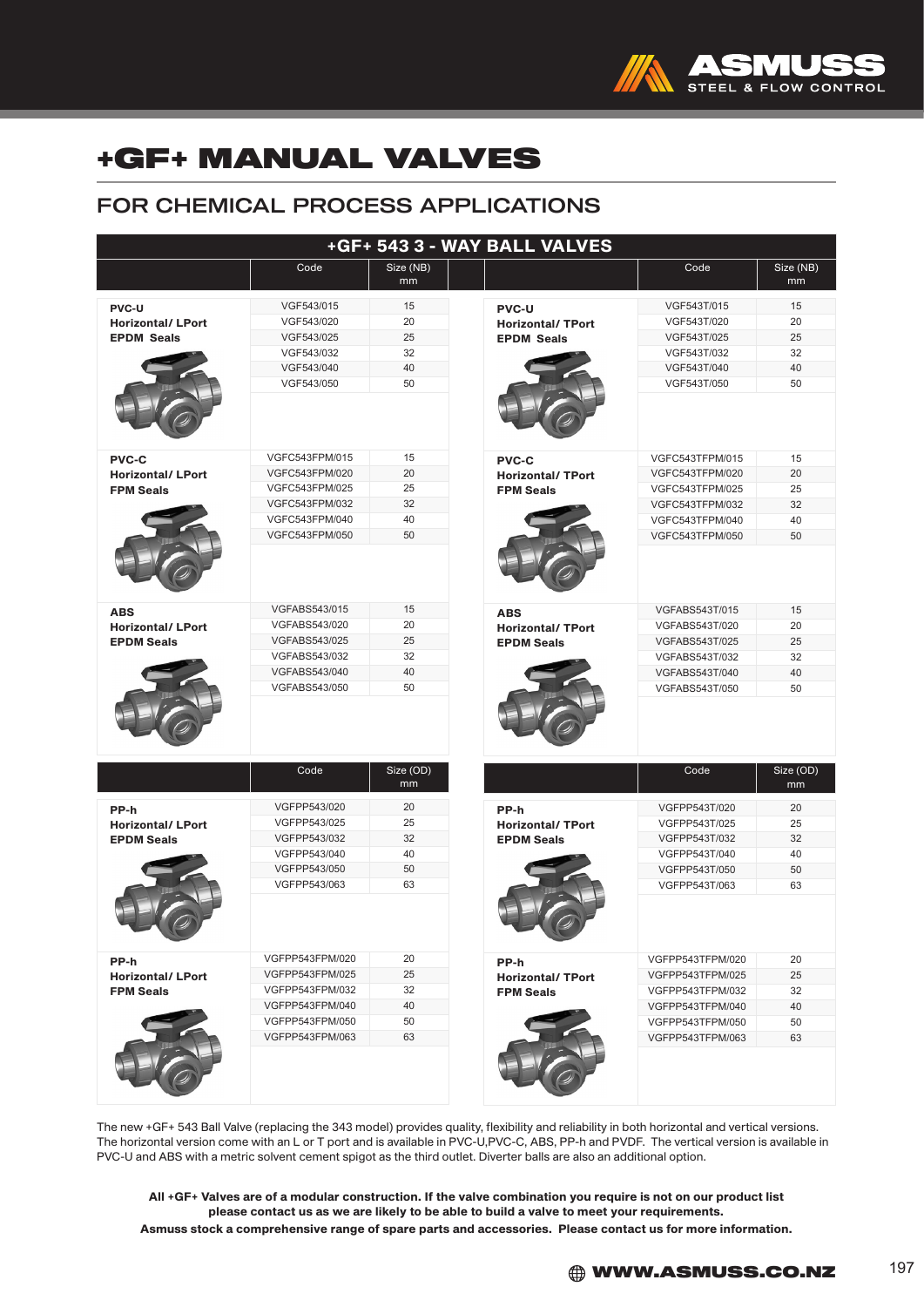# +GF+ MANUAL VALVES

## FOR CHEMICAL PROCESS APPLICATIONS

### +GF+ 543 3 - WAY BALL VALVES

| | Code | Size (NB) mm |
|---|---|---|
| **PVC-U Horizontal/ LPort EPDM Seals** | VGF543/015 | 15 |
| | VGF543/020 | 20 |
| | VGF543/025 | 25 |
| | VGF543/032 | 32 |
| | VGF543/040 | 40 |
| | VGF543/050 | 50 |
| **PVC-C Horizontal/ LPort FPM Seals** | VGFC543FPM/015 | 15 |
| | VGFC543FPM/020 | 20 |
| | VGFC543FPM/025 | 25 |
| | VGFC543FPM/032 | 32 |
| | VGFC543FPM/040 | 40 |
| | VGFC543FPM/050 | 50 |
| **ABS Horizontal/ LPort EPDM Seals** | VGFABS543/015 | 15 |
| | VGFABS543/020 | 20 |
| | VGFABS543/025 | 25 |
| | VGFABS543/032 | 32 |
| | VGFABS543/040 | 40 |
| | VGFABS543/050 | 50 |

| | Code | Size (NB) mm |
|---|---|---|
| **PVC-U Horizontal/ TPort EPDM Seals** | VGF543T/015 | 15 |
| | VGF543T/020 | 20 |
| | VGF543T/025 | 25 |
| | VGF543T/032 | 32 |
| | VGF543T/040 | 40 |
| | VGF543T/050 | 50 |
| **PVC-C Horizontal/ TPort FPM Seals** | VGFC543TFPM/015 | 15 |
| | VGFC543TFPM/020 | 20 |
| | VGFC543TFPM/025 | 25 |
| | VGFC543TFPM/032 | 32 |
| | VGFC543TFPM/040 | 40 |
| | VGFC543TFPM/050 | 50 |
| **ABS Horizontal/ TPort EPDM Seals** | VGFABS543T/015 | 15 |
| | VGFABS543T/020 | 20 |
| | VGFABS543T/025 | 25 |
| | VGFABS543T/032 | 32 |
| | VGFABS543T/040 | 40 |
| | VGFABS543T/050 | 50 |

| | Code | Size (OD) mm |
|---|---|---|
| **PP-h Horizontal/ LPort EPDM Seals** | VGFPP543/020 | 20 |
| | VGFPP543/025 | 25 |
| | VGFPP543/032 | 32 |
| | VGFPP543/040 | 40 |
| | VGFPP543/050 | 50 |
| | VGFPP543/063 | 63 |
| **PP-h Horizontal/ LPort FPM Seals** | VGFPP543FPM/020 | 20 |
| | VGFPP543FPM/025 | 25 |
| | VGFPP543FPM/032 | 32 |
| | VGFPP543FPM/040 | 40 |
| | VGFPP543FPM/050 | 50 |
| | VGFPP543FPM/063 | 63 |

| | Code | Size (OD) mm |
|---|---|---|
| **PP-h Horizontal/ TPort EPDM Seals** | VGFPP543T/020 | 20 |
| | VGFPP543T/025 | 25 |
| | VGFPP543T/032 | 32 |
| | VGFPP543T/040 | 40 |
| | VGFPP543T/050 | 50 |
| | VGFPP543T/063 | 63 |
| **PP-h Horizontal/ TPort FPM Seals** | VGFPP543TFPM/020 | 20 |
| | VGFPP543TFPM/025 | 25 |
| | VGFPP543TFPM/032 | 32 |
| | VGFPP543TFPM/040 | 40 |
| | VGFPP543TFPM/050 | 50 |
| | VGFPP543TFPM/063 | 63 |

The new +GF+ 543 Ball Valve (replacing the 343 model) provides quality, flexibility and reliability in both horizontal and vertical versions. The horizontal version come with an L or T port and is available in PVC-U,PVC-C, ABS, PP-h and PVDF. The vertical version is available in PVC-U and ABS with a metric solvent cement spigot as the third outlet. Diverter balls are also an additional option.

**All +GF+ Valves are of a modular construction. If the valve combination you require is not on our product list please contact us as we are likely to be able to build a valve to meet your requirements.**
**Asmuss stock a comprehensive range of spare parts and accessories. Please contact us for more information.**

**WWW.ASMUSS.CO.NZ**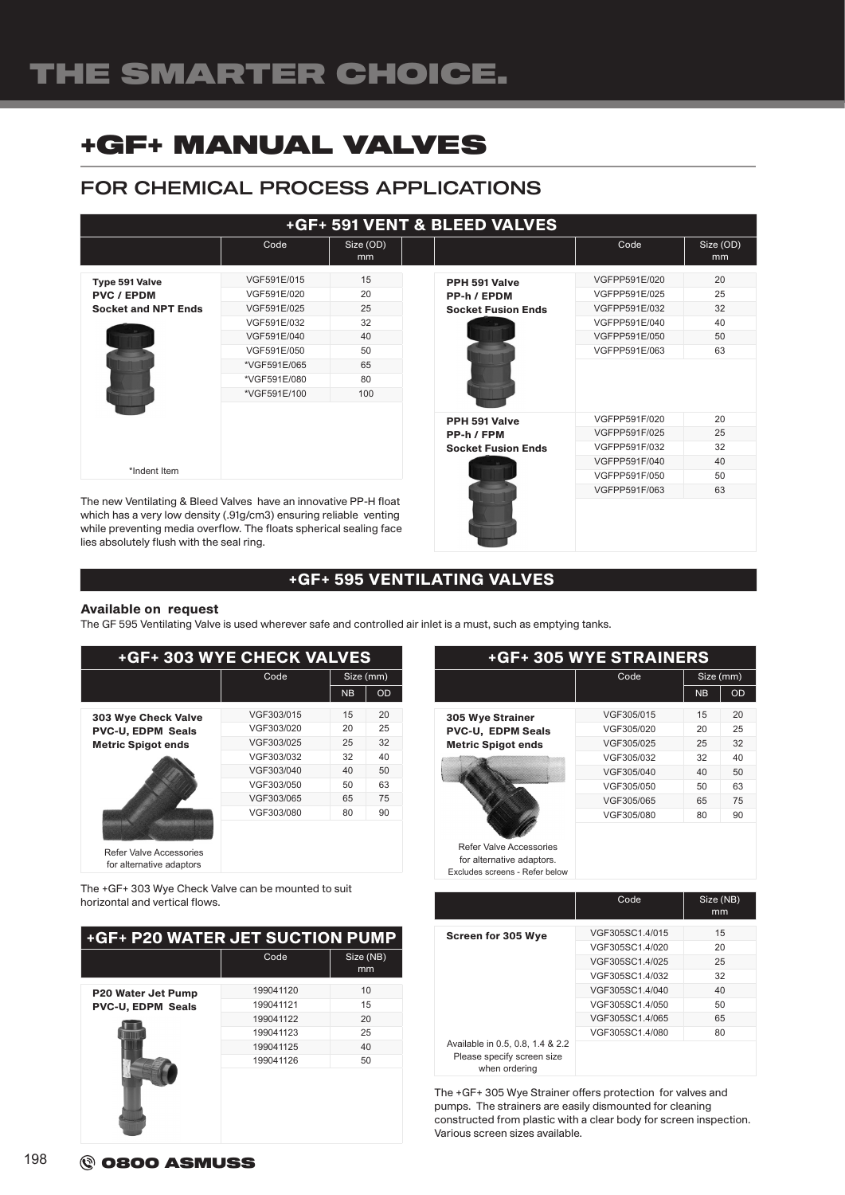# +GF+ MANUAL VALVES

## FOR CHEMICAL PROCESS APPLICATIONS

### +GF+ 591 VENT & BLEED VALVES

| | Code | Size (OD) mm |
|---|---|---|
| **Type 591 Valve PVC / EPDM Socket and NPT Ends** | VGF591E/015 | 15 |
| | VGF591E/020 | 20 |
| | VGF591E/025 | 25 |
| | VGF591E/032 | 32 |
| | VGF591E/040 | 40 |
| | VGF591E/050 | 50 |
| | *VGF591E/065 | 65 |
| | *VGF591E/080 | 80 |
| | *VGF591E/100 | 100 |

*Indent Item

The new Ventilating & Bleed Valves have an innovative PP-H float which has a very low density (.91g/cm3) ensuring reliable venting while preventing media overflow. The floats spherical sealing face lies absolutely flush with the seal ring.

| | Code | Size (OD) mm |
|---|---|---|
| **PPH 591 Valve PP-h / EPDM Socket Fusion Ends** | VGFPP591E/020 | 20 |
| | VGFPP591E/025 | 25 |
| | VGFPP591E/032 | 32 |
| | VGFPP591E/040 | 40 |
| | VGFPP591E/050 | 50 |
| | VGFPP591E/063 | 63 |
| **PPH 591 Valve PP-h / FPM Socket Fusion Ends** | VGFPP591F/020 | 20 |
| | VGFPP591F/025 | 25 |
| | VGFPP591F/032 | 32 |
| | VGFPP591F/040 | 40 |
| | VGFPP591F/050 | 50 |
| | VGFPP591F/063 | 63 |

### +GF+ 595 VENTILATING VALVES

**Available on request**

The GF 595 Ventilating Valve is used wherever safe and controlled air inlet is a must, such as emptying tanks.

### +GF+ 303 WYE CHECK VALVES

| | Code | Size (mm) | |
|---|---|---|---|
| | | NB | OD |
| **303 Wye Check Valve PVC-U, EDPM Seals Metric Spigot ends** | VGF303/015 | 15 | 20 |
| | VGF303/020 | 20 | 25 |
| | VGF303/025 | 25 | 32 |
| | VGF303/032 | 32 | 40 |
| | VGF303/040 | 40 | 50 |
| | VGF303/050 | 50 | 63 |
| | VGF303/065 | 65 | 75 |
| | VGF303/080 | 80 | 90 |

Refer Valve Accessories for alternative adaptors

The +GF+ 303 Wye Check Valve can be mounted to suit horizontal and vertical flows.

### +GF+ P20 WATER JET SUCTION PUMP

| | Code | Size (NB) mm |
|---|---|---|
| **P20 Water Jet Pump PVC-U, EDPM Seals** | 199041120 | 10 |
| | 199041121 | 15 |
| | 199041122 | 20 |
| | 199041123 | 25 |
| | 199041125 | 40 |
| | 199041126 | 50 |

### +GF+ 305 WYE STRAINERS

| | Code | Size (mm) | |
|---|---|---|---|
| | | NB | OD |
| **305 Wye Strainer PVC-U, EDPM Seals Metric Spigot ends** | VGF305/015 | 15 | 20 |
| | VGF305/020 | 20 | 25 |
| | VGF305/025 | 25 | 32 |
| | VGF305/032 | 32 | 40 |
| | VGF305/040 | 40 | 50 |
| | VGF305/050 | 50 | 63 |
| | VGF305/065 | 65 | 75 |
| | VGF305/080 | 80 | 90 |

Refer Valve Accessories for alternative adaptors. Excludes screens - Refer below

| | Code | Size (NB) mm |
|---|---|---|
| **Screen for 305 Wye** | VGF305SC1.4/015 | 15 |
| | VGF305SC1.4/020 | 20 |
| | VGF305SC1.4/025 | 25 |
| | VGF305SC1.4/032 | 32 |
| | VGF305SC1.4/040 | 40 |
| | VGF305SC1.4/050 | 50 |
| | VGF305SC1.4/065 | 65 |
| | VGF305SC1.4/080 | 80 |

Available in 0.5, 0.8, 1.4 & 2.2 Please specify screen size when ordering

The +GF+ 305 Wye Strainer offers protection for valves and pumps. The strainers are easily dismounted for cleaning constructed from plastic with a clear body for screen inspection. Various screen sizes available.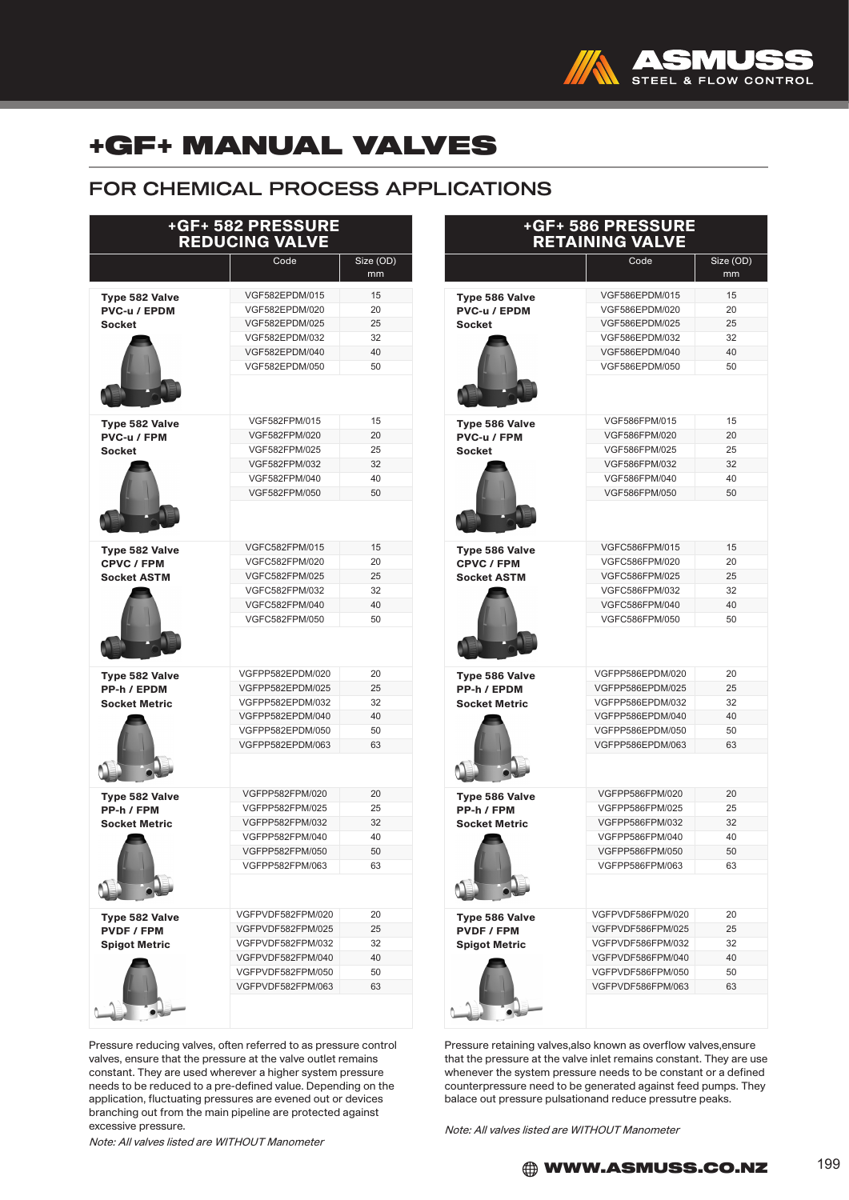# +GF+ MANUAL VALVES

## FOR CHEMICAL PROCESS APPLICATIONS

### +GF+ 582 PRESSURE REDUCING VALVE

| | Code | Size (OD) mm |
|---|---|---|
| **Type 582 Valve PVC-u / EPDM Socket** | VGF582EPDM/015 | 15 |
| | VGF582EPDM/020 | 20 |
| | VGF582EPDM/025 | 25 |
| | VGF582EPDM/032 | 32 |
| | VGF582EPDM/040 | 40 |
| | VGF582EPDM/050 | 50 |
| **Type 582 Valve PVC-u / FPM Socket** | VGF582FPM/015 | 15 |
| | VGF582FPM/020 | 20 |
| | VGF582FPM/025 | 25 |
| | VGF582FPM/032 | 32 |
| | VGF582FPM/040 | 40 |
| | VGF582FPM/050 | 50 |
| **Type 582 Valve CPVC / FPM Socket ASTM** | VGFC582FPM/015 | 15 |
| | VGFC582FPM/020 | 20 |
| | VGFC582FPM/025 | 25 |
| | VGFC582FPM/032 | 32 |
| | VGFC582FPM/040 | 40 |
| | VGFC582FPM/050 | 50 |
| **Type 582 Valve PP-h / EPDM Socket Metric** | VGFPP582EPDM/020 | 20 |
| | VGFPP582EPDM/025 | 25 |
| | VGFPP582EPDM/032 | 32 |
| | VGFPP582EPDM/040 | 40 |
| | VGFPP582EPDM/050 | 50 |
| | VGFPP582EPDM/063 | 63 |
| **Type 582 Valve PP-h / FPM Socket Metric** | VGFPP582FPM/020 | 20 |
| | VGFPP582FPM/025 | 25 |
| | VGFPP582FPM/032 | 32 |
| | VGFPP582FPM/040 | 40 |
| | VGFPP582FPM/050 | 50 |
| | VGFPP582FPM/063 | 63 |
| **Type 582 Valve PVDF / FPM Spigot Metric** | VGFPVDF582FPM/020 | 20 |
| | VGFPVDF582FPM/025 | 25 |
| | VGFPVDF582FPM/032 | 32 |
| | VGFPVDF582FPM/040 | 40 |
| | VGFPVDF582FPM/050 | 50 |
| | VGFPVDF582FPM/063 | 63 |

Pressure reducing valves, often referred to as pressure control valves, ensure that the pressure at the valve outlet remains constant. They are used wherever a higher system pressure needs to be reduced to a pre-defined value. Depending on the application, fluctuating pressures are evened out or devices branching out from the main pipeline are protected against excessive pressure.

*Note: All valves listed are WITHOUT Manometer*

### +GF+ 586 PRESSURE RETAINING VALVE

| | Code | Size (OD) mm |
|---|---|---|
| **Type 586 Valve PVC-u / EPDM Socket** | VGF586EPDM/015 | 15 |
| | VGF586EPDM/020 | 20 |
| | VGF586EPDM/025 | 25 |
| | VGF586EPDM/032 | 32 |
| | VGF586EPDM/040 | 40 |
| | VGF586EPDM/050 | 50 |
| **Type 586 Valve PVC-u / FPM Socket** | VGF586FPM/015 | 15 |
| | VGF586FPM/020 | 20 |
| | VGF586FPM/025 | 25 |
| | VGF586FPM/032 | 32 |
| | VGF586FPM/040 | 40 |
| | VGF586FPM/050 | 50 |
| **Type 586 Valve CPVC / FPM Socket ASTM** | VGFC586FPM/015 | 15 |
| | VGFC586FPM/020 | 20 |
| | VGFC586FPM/025 | 25 |
| | VGFC586FPM/032 | 32 |
| | VGFC586FPM/040 | 40 |
| | VGFC586FPM/050 | 50 |
| **Type 586 Valve PP-h / EPDM Socket Metric** | VGFPP586EPDM/020 | 20 |
| | VGFPP586EPDM/025 | 25 |
| | VGFPP586EPDM/032 | 32 |
| | VGFPP586EPDM/040 | 40 |
| | VGFPP586EPDM/050 | 50 |
| | VGFPP586EPDM/063 | 63 |
| **Type 586 Valve PP-h / FPM Socket Metric** | VGFPP586FPM/020 | 20 |
| | VGFPP586FPM/025 | 25 |
| | VGFPP586FPM/032 | 32 |
| | VGFPP586FPM/040 | 40 |
| | VGFPP586FPM/050 | 50 |
| | VGFPP586FPM/063 | 63 |
| **Type 586 Valve PVDF / FPM Spigot Metric** | VGFPVDF586FPM/020 | 20 |
| | VGFPVDF586FPM/025 | 25 |
| | VGFPVDF586FPM/032 | 32 |
| | VGFPVDF586FPM/040 | 40 |
| | VGFPVDF586FPM/050 | 50 |
| | VGFPVDF586FPM/063 | 63 |

Pressure retaining valves,also known as overflow valves,ensure that the pressure at the valve inlet remains constant. They are use whenever the system pressure needs to be constant or a defined counterpressure need to be generated against feed pumps. They balace out pressure pulsationand reduce pressutre peaks.

*Note: All valves listed are WITHOUT Manometer*

WWW.ASMUSS.CO.NZ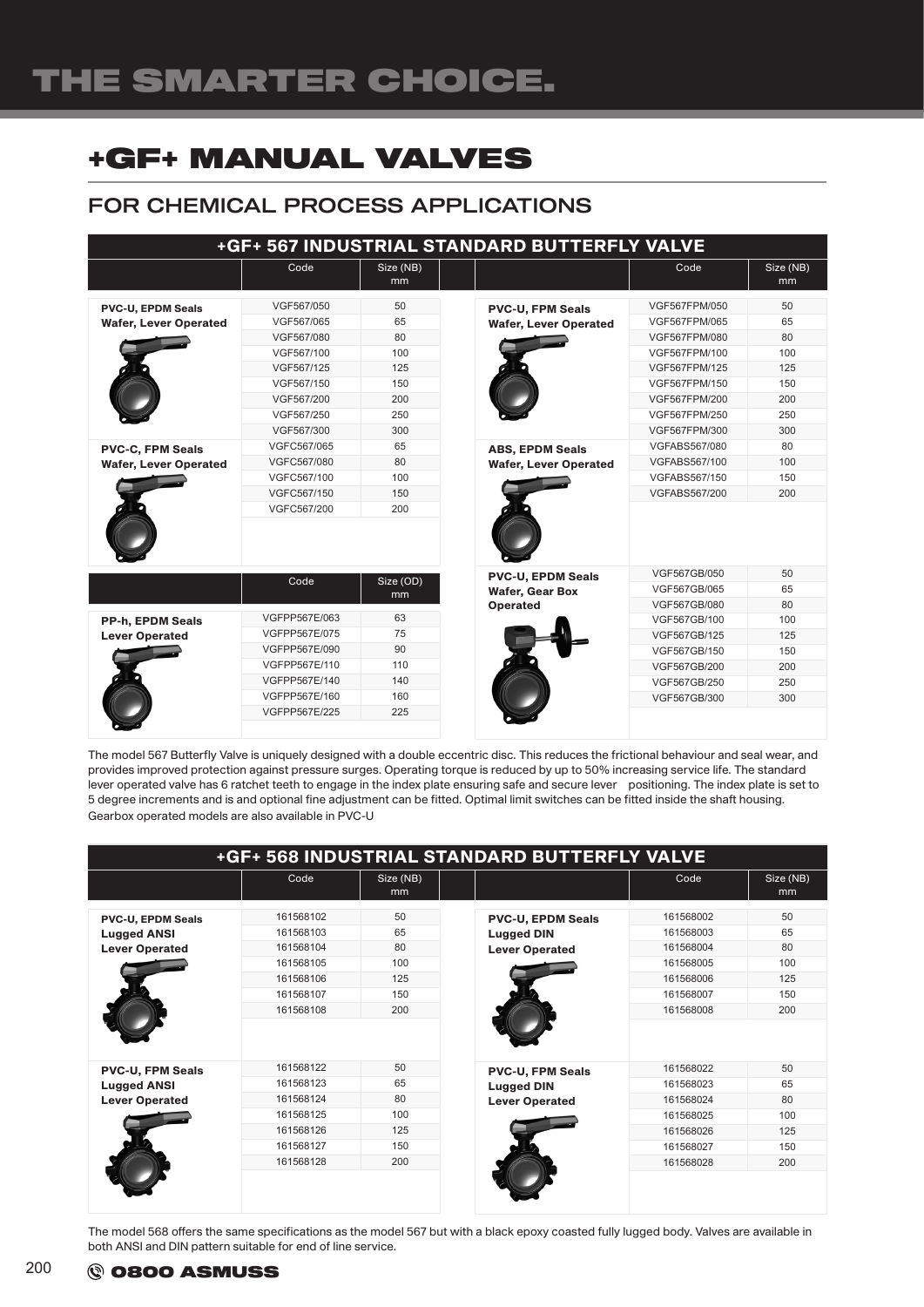# +GF+ MANUAL VALVES

## FOR CHEMICAL PROCESS APPLICATIONS

### +GF+ 567 INDUSTRIAL STANDARD BUTTERFLY VALVE

| | Code | Size (NB) mm |
|---|---|---|
| **PVC-U, EPDM Seals Wafer, Lever Operated** | VGF567/050 | 50 |
| | VGF567/065 | 65 |
| | VGF567/080 | 80 |
| | VGF567/100 | 100 |
| | VGF567/125 | 125 |
| | VGF567/150 | 150 |
| | VGF567/200 | 200 |
| | VGF567/250 | 250 |
| | VGF567/300 | 300 |
| **PVC-C, FPM Seals Wafer, Lever Operated** | VGFC567/065 | 65 |
| | VGFC567/080 | 80 |
| | VGFC567/100 | 100 |
| | VGFC567/150 | 150 |
| | VGFC567/200 | 200 |

| | Code | Size (OD) mm |
|---|---|---|
| **PP-h, EPDM Seals Lever Operated** | VGFPP567E/063 | 63 |
| | VGFPP567E/075 | 75 |
| | VGFPP567E/090 | 90 |
| | VGFPP567E/110 | 110 |
| | VGFPP567E/140 | 140 |
| | VGFPP567E/160 | 160 |
| | VGFPP567E/225 | 225 |

| | Code | Size (NB) mm |
|---|---|---|
| **PVC-U, FPM Seals Wafer, Lever Operated** | VGF567FPM/050 | 50 |
| | VGF567FPM/065 | 65 |
| | VGF567FPM/080 | 80 |
| | VGF567FPM/100 | 100 |
| | VGF567FPM/125 | 125 |
| | VGF567FPM/150 | 150 |
| | VGF567FPM/200 | 200 |
| | VGF567FPM/250 | 250 |
| | VGF567FPM/300 | 300 |
| **ABS, EPDM Seals Wafer, Lever Operated** | VGFABS567/080 | 80 |
| | VGFABS567/100 | 100 |
| | VGFABS567/150 | 150 |
| | VGFABS567/200 | 200 |
| **PVC-U, EPDM Seals Wafer, Gear Box Operated** | VGF567GB/050 | 50 |
| | VGF567GB/065 | 65 |
| | VGF567GB/080 | 80 |
| | VGF567GB/100 | 100 |
| | VGF567GB/125 | 125 |
| | VGF567GB/150 | 150 |
| | VGF567GB/200 | 200 |
| | VGF567GB/250 | 250 |
| | VGF567GB/300 | 300 |

The model 567 Butterfly Valve is uniquely designed with a double eccentric disc. This reduces the frictional behaviour and seal wear, and provides improved protection against pressure surges. Operating torque is reduced by up to 50% increasing service life. The standard lever operated valve has 6 ratchet teeth to engage in the index plate ensuring safe and secure lever positioning. The index plate is set to 5 degree increments and is and optional fine adjustment can be fitted. Optimal limit switches can be fitted inside the shaft housing. Gearbox operated models are also available in PVC-U

### +GF+ 568 INDUSTRIAL STANDARD BUTTERFLY VALVE

| | Code | Size (NB) mm |
|---|---|---|
| **PVC-U, EPDM Seals Lugged ANSI Lever Operated** | 161568102 | 50 |
| | 161568103 | 65 |
| | 161568104 | 80 |
| | 161568105 | 100 |
| | 161568106 | 125 |
| | 161568107 | 150 |
| | 161568108 | 200 |
| **PVC-U, FPM Seals Lugged ANSI Lever Operated** | 161568122 | 50 |
| | 161568123 | 65 |
| | 161568124 | 80 |
| | 161568125 | 100 |
| | 161568126 | 125 |
| | 161568127 | 150 |
| | 161568128 | 200 |

| | Code | Size (NB) mm |
|---|---|---|
| **PVC-U, EPDM Seals Lugged DIN Lever Operated** | 161568002 | 50 |
| | 161568003 | 65 |
| | 161568004 | 80 |
| | 161568005 | 100 |
| | 161568006 | 125 |
| | 161568007 | 150 |
| | 161568008 | 200 |
| **PVC-U, FPM Seals Lugged DIN Lever Operated** | 161568022 | 50 |
| | 161568023 | 65 |
| | 161568024 | 80 |
| | 161568025 | 100 |
| | 161568026 | 125 |
| | 161568027 | 150 |
| | 161568028 | 200 |

The model 568 offers the same specifications as the model 567 but with a black epoxy coasted fully lugged body. Valves are available in both ANSI and DIN pattern suitable for end of line service.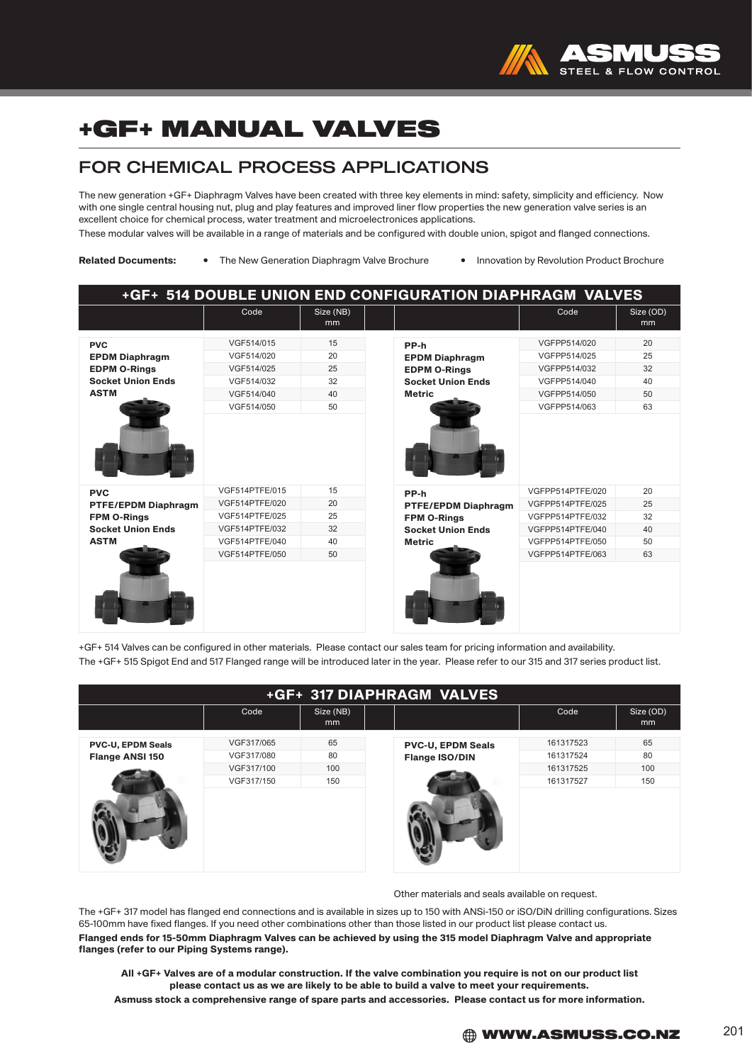# +GF+ MANUAL VALVES

## FOR CHEMICAL PROCESS APPLICATIONS

The new generation +GF+ Diaphragm Valves have been created with three key elements in mind: safety, simplicity and efficiency. Now with one single central housing nut, plug and play features and improved liner flow properties the new generation valve series is an excellent choice for chemical process, water treatment and microelectronics applications.

These modular valves will be available in a range of materials and be configured with double union, spigot and flanged connections.

**Related Documents:**
- The New Generation Diaphragm Valve Brochure
- Innovation by Revolution Product Brochure

### +GF+ 514 DOUBLE UNION END CONFIGURATION DIAPHRAGM VALVES

| | Code | Size (NB) mm | | Code | Size (OD) mm |
|---|---|---|---|---|---|
| **PVC EPDM Diaphragm EDPM O-Rings Socket Union Ends ASTM** | VGF514/015 | 15 | **PP-h EPDM Diaphragm EDPM O-Rings Socket Union Ends Metric** | VGFPP514/020 | 20 |
| | VGF514/020 | 20 | | VGFPP514/025 | 25 |
| | VGF514/025 | 25 | | VGFPP514/032 | 32 |
| | VGF514/032 | 32 | | VGFPP514/040 | 40 |
| | VGF514/040 | 40 | | VGFPP514/050 | 50 |
| | VGF514/050 | 50 | | VGFPP514/063 | 63 |
| **PVC PTFE/EPDM Diaphragm FPM O-Rings Socket Union Ends ASTM** | VGF514PTFE/015 | 15 | **PP-h PTFE/EPDM Diaphragm FPM O-Rings Socket Union Ends Metric** | VGFPP514PTFE/020 | 20 |
| | VGF514PTFE/020 | 20 | | VGFPP514PTFE/025 | 25 |
| | VGF514PTFE/025 | 25 | | VGFPP514PTFE/032 | 32 |
| | VGF514PTFE/032 | 32 | | VGFPP514PTFE/040 | 40 |
| | VGF514PTFE/040 | 40 | | VGFPP514PTFE/050 | 50 |
| | VGF514PTFE/050 | 50 | | VGFPP514PTFE/063 | 63 |

+GF+ 514 Valves can be configured in other materials. Please contact our sales team for pricing information and availability.
The +GF+ 515 Spigot End and 517 Flanged range will be introduced later in the year. Please refer to our 315 and 317 series product list.

### +GF+ 317 DIAPHRAGM VALVES

| | Code | Size (NB) mm | | Code | Size (OD) mm |
|---|---|---|---|---|---|
| **PVC-U, EPDM Seals Flange ANSI 150** | VGF317/065 | 65 | **PVC-U, EPDM Seals Flange ISO/DIN** | 161317523 | 65 |
| | VGF317/080 | 80 | | 161317524 | 80 |
| | VGF317/100 | 100 | | 161317525 | 100 |
| | VGF317/150 | 150 | | 161317527 | 150 |

Other materials and seals available on request.

The +GF+ 317 model has flanged end connections and is available in sizes up to 150 with ANSi-150 or iSO/DiN drilling configurations. Sizes 65-100mm have fixed flanges. If you need other combinations other than those listed in our product list please contact us.

**Flanged ends for 15-50mm Diaphragm Valves can be achieved by using the 315 model Diaphragm Valve and appropriate flanges (refer to our Piping Systems range).**

**All +GF+ Valves are of a modular construction. If the valve combination you require is not on our product list please contact us as we are likely to be able to build a valve to meet your requirements.**

**Asmuss stock a comprehensive range of spare parts and accessories. Please contact us for more information.**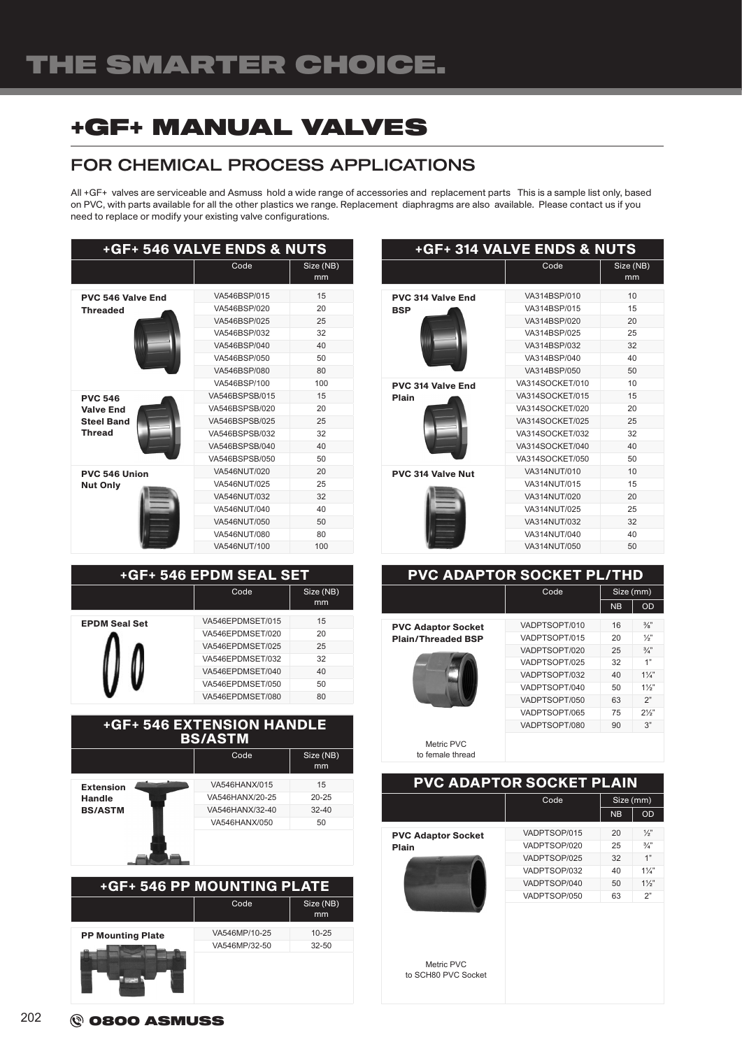# THE SMARTER CHOICE.

# +GF+ MANUAL VALVES

## FOR CHEMICAL PROCESS APPLICATIONS

All +GF+ valves are serviceable and Asmuss hold a wide range of accessories and replacement parts This is a sample list only, based on PVC, with parts available for all the other plastics we range. Replacement diaphragms are also available. Please contact us if you need to replace or modify your existing valve configurations.

### +GF+ 546 VALVE ENDS & NUTS

| | Code | Size (NB) mm |
|---|---|---|
| **PVC 546 Valve End Threaded** | VA546BSP/015 | 15 |
| | VA546BSP/020 | 20 |
| | VA546BSP/025 | 25 |
| | VA546BSP/032 | 32 |
| | VA546BSP/040 | 40 |
| | VA546BSP/050 | 50 |
| | VA546BSP/080 | 80 |
| | VA546BSP/100 | 100 |
| **PVC 546 Valve End Steel Band Thread** | VA546BSPSB/015 | 15 |
| | VA546BSPSB/020 | 20 |
| | VA546BSPSB/025 | 25 |
| | VA546BSPSB/032 | 32 |
| | VA546BSPSB/040 | 40 |
| | VA546BSPSB/050 | 50 |
| **PVC 546 Union Nut Only** | VA546NUT/020 | 20 |
| | VA546NUT/025 | 25 |
| | VA546NUT/032 | 32 |
| | VA546NUT/040 | 40 |
| | VA546NUT/050 | 50 |
| | VA546NUT/080 | 80 |
| | VA546NUT/100 | 100 |

### +GF+ 546 EPDM SEAL SET

| | Code | Size (NB) mm |
|---|---|---|
| **EPDM Seal Set** | VA546EPDMSET/015 | 15 |
| | VA546EPDMSET/020 | 20 |
| | VA546EPDMSET/025 | 25 |
| | VA546EPDMSET/032 | 32 |
| | VA546EPDMSET/040 | 40 |
| | VA546EPDMSET/050 | 50 |
| | VA546EPDMSET/080 | 80 |

### +GF+ 546 EXTENSION HANDLE BS/ASTM

| | Code | Size (NB) mm |
|---|---|---|
| **Extension Handle BS/ASTM** | VA546HANX/015 | 15 |
| | VA546HANX/20-25 | 20-25 |
| | VA546HANX/32-40 | 32-40 |
| | VA546HANX/050 | 50 |

### +GF+ 546 PP MOUNTING PLATE

| | Code | Size (NB) mm |
|---|---|---|
| **PP Mounting Plate** | VA546MP/10-25 | 10-25 |
| | VA546MP/32-50 | 32-50 |

### +GF+ 314 VALVE ENDS & NUTS

| | Code | Size (NB) mm |
|---|---|---|
| **PVC 314 Valve End BSP** | VA314BSP/010 | 10 |
| | VA314BSP/015 | 15 |
| | VA314BSP/020 | 20 |
| | VA314BSP/025 | 25 |
| | VA314BSP/032 | 32 |
| | VA314BSP/040 | 40 |
| | VA314BSP/050 | 50 |
| **PVC 314 Valve End Plain** | VA314SOCKET/010 | 10 |
| | VA314SOCKET/015 | 15 |
| | VA314SOCKET/020 | 20 |
| | VA314SOCKET/025 | 25 |
| | VA314SOCKET/032 | 32 |
| | VA314SOCKET/040 | 40 |
| | VA314SOCKET/050 | 50 |
| **PVC 314 Valve Nut** | VA314NUT/010 | 10 |
| | VA314NUT/015 | 15 |
| | VA314NUT/020 | 20 |
| | VA314NUT/025 | 25 |
| | VA314NUT/032 | 32 |
| | VA314NUT/040 | 40 |
| | VA314NUT/050 | 50 |

### PVC ADAPTOR SOCKET PL/THD

| | Code | Size (mm) | |
|---|---|---|---|
| | | NB | OD |
| **PVC Adaptor Socket Plain/Threaded BSP** | VADPTSOPT/010 | 16 | ⅜" |
| | VADPTSOPT/015 | 20 | ½" |
| | VADPTSOPT/020 | 25 | ¾" |
| | VADPTSOPT/025 | 32 | 1" |
| | VADPTSOPT/032 | 40 | 1¼" |
| | VADPTSOPT/040 | 50 | 1½" |
| | VADPTSOPT/050 | 63 | 2" |
| | VADPTSOPT/065 | 75 | 2½" |
| | VADPTSOPT/080 | 90 | 3" |
| Metric PVC to female thread | | | |

### PVC ADAPTOR SOCKET PLAIN

| | Code | Size (mm) | |
|---|---|---|---|
| | | NB | OD |
| **PVC Adaptor Socket Plain** | VADPTSOP/015 | 20 | ½" |
| | VADPTSOP/020 | 25 | ¾" |
| | VADPTSOP/025 | 32 | 1" |
| | VADPTSOP/032 | 40 | 1¼" |
| | VADPTSOP/040 | 50 | 1½" |
| | VADPTSOP/050 | 63 | 2" |
| Metric PVC to SCH80 PVC Socket | | | |

0800 ASMUSS